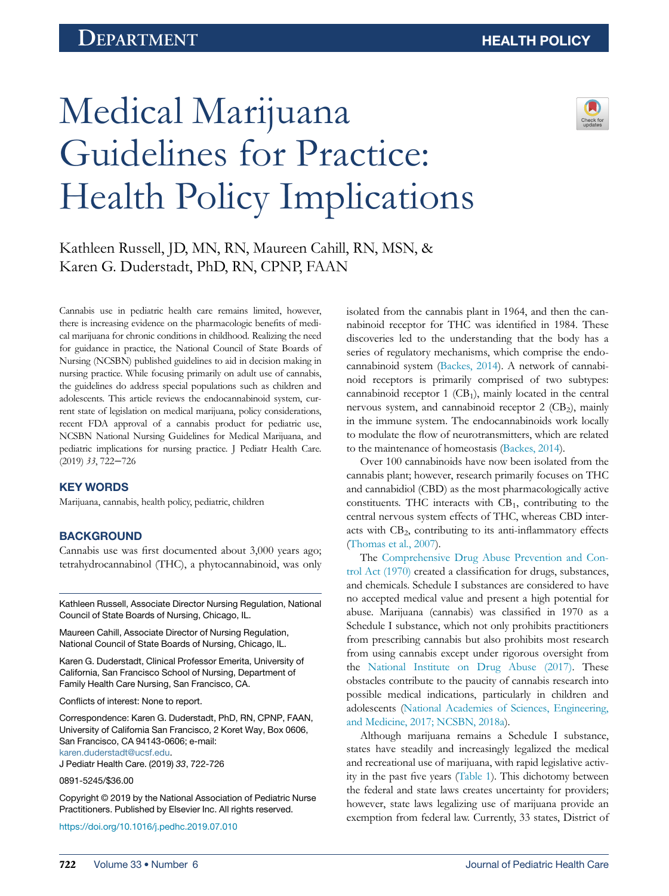Department

HEALTH POLICY

# Medical Marijuana Guidelines for Practice: Health Policy Implications

Kathleen Russell, JD, MN, RN, Maureen Cahill, RN, MSN, & Karen G. Duderstadt, PhD, RN, CPNP, FAAN

Cannabis use in pediatric health care remains limited, however, there is increasing evidence on the pharmacologic benefits of medical marijuana for chronic conditions in childhood. Realizing the need for guidance in practice, the National Council of State Boards of Nursing (NCSBN) published guidelines to aid in decision making in nursing practice. While focusing primarily on adult use of cannabis, the guidelines do address special populations such as children and adolescents. This article reviews the endocannabinoid system, current state of legislation on medical marijuana, policy considerations, recent FDA approval of a cannabis product for pediatric use, NCSBN National Nursing Guidelines for Medical Marijuana, and pediatric implications for nursing practice. J Pediatr Health Care. (2019) *33*, 722−726

## KEY WORDS

Marijuana, cannabis, health policy, pediatric, children

## BACKGROUND

Cannabis use was first documented about 3,000 years ago; tetrahydrocannabinol (THC), a phytocannabinoid, was only isolated from the cannabis plant in 1964, and then the cannabinoid receptor for THC was identified in 1984. These discoveries led to the understanding that the body has a series of regulatory mechanisms, which comprise the endocannabinoid system (Backes, 2014). A network of cannabinoid receptors is primarily comprised of two subtypes: cannabinoid receptor 1 ($CB_1$), mainly located in the central nervous system, and cannabinoid receptor 2 ($CB_2$), mainly in the immune system. The endocannabinoids work locally to modulate the flow of neurotransmitters, which are related to the maintenance of homeostasis (Backes, 2014).

Over 100 cannabinoids have now been isolated from the cannabis plant; however, research primarily focuses on THC and cannabidiol (CBD) as the most pharmacologically active constituents. THC interacts with $CB_1$, contributing to the central nervous system effects of THC, whereas CBD interacts with $CB_2$, contributing to its anti-inflammatory effects (Thomas et al., 2007).

The Comprehensive Drug Abuse Prevention and Control Act (1970) created a classification for drugs, substances, and chemicals. Schedule I substances are considered to have no accepted medical value and present a high potential for abuse. Marijuana (cannabis) was classified in 1970 as a Schedule I substance, which not only prohibits practitioners from prescribing cannabis but also prohibits most research from using cannabis except under rigorous oversight from the National Institute on Drug Abuse (2017). These obstacles contribute to the paucity of cannabis research into possible medical indications, particularly in children and adolescents (National Academies of Sciences, Engineering, and Medicine, 2017; NCSBN, 2018a).

Although marijuana remains a Schedule I substance, states have steadily and increasingly legalized the medical and recreational use of marijuana, with rapid legislative activity in the past five years (Table 1). This dichotomy between the federal and state laws creates uncertainty for providers; however, state laws legalizing use of marijuana provide an exemption from federal law. Currently, 33 states, District of

Kathleen Russell, Associate Director Nursing Regulation, National Council of State Boards of Nursing, Chicago, IL.

Maureen Cahill, Associate Director of Nursing Regulation, National Council of State Boards of Nursing, Chicago, IL.

Karen G. Duderstadt, Clinical Professor Emerita, University of California, San Francisco School of Nursing, Department of Family Health Care Nursing, San Francisco, CA.

Conflicts of interest: None to report.

Correspondence: Karen G. Duderstadt, PhD, RN, CPNP, FAAN, University of California San Francisco, 2 Koret Way, Box 0606, San Francisco, CA 94143-0606; e-mail: karen.duderstadt@ucsf.edu.

J Pediatr Health Care. (2019) *33*, 722-726

0891-5245/$36.00

Copyright © 2019 by the National Association of Pediatric Nurse Practitioners. Published by Elsevier Inc. All rights reserved.

https://doi.org/10.1016/j.pedhc.2019.07.010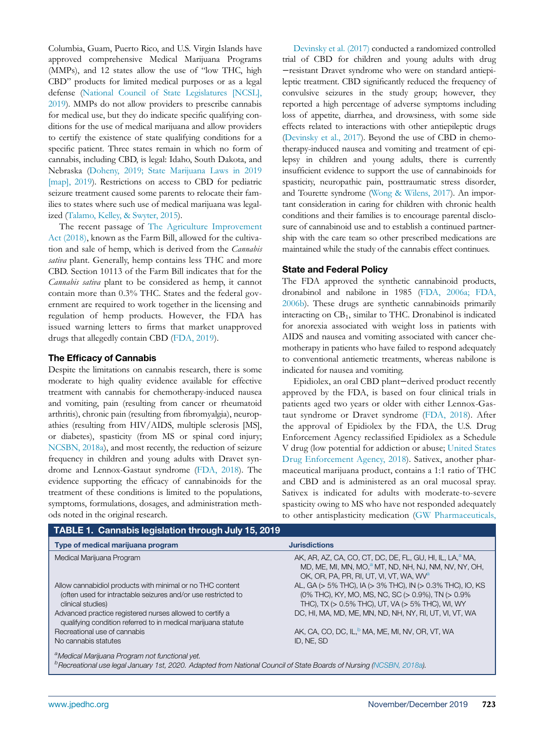Columbia, Guam, Puerto Rico, and U.S. Virgin Islands have approved comprehensive Medical Marijuana Programs (MMPs), and 12 states allow the use of "low THC, high CBD" products for limited medical purposes or as a legal defense (National Council of State Legislatures [NCSL], 2019). MMPs do not allow providers to prescribe cannabis for medical use, but they do indicate specific qualifying conditions for the use of medical marijuana and allow providers to certify the existence of state qualifying conditions for a specific patient. Three states remain in which no form of cannabis, including CBD, is legal: Idaho, South Dakota, and Nebraska (Doheny, 2019; State Marijuana Laws in 2019 [map], 2019). Restrictions on access to CBD for pediatric seizure treatment caused some parents to relocate their families to states where such use of medical marijuana was legalized (Talamo, Kelley, & Swyter, 2015).

The recent passage of The Agriculture Improvement Act (2018), known as the Farm Bill, allowed for the cultivation and sale of hemp, which is derived from the *Cannabis sativa* plant. Generally, hemp contains less THC and more CBD. Section 10113 of the Farm Bill indicates that for the *Cannabis sativa* plant to be considered as hemp, it cannot contain more than 0.3% THC. States and the federal government are required to work together in the licensing and regulation of hemp products. However, the FDA has issued warning letters to firms that market unapproved drugs that allegedly contain CBD (FDA, 2019).

## The Efficacy of Cannabis

Despite the limitations on cannabis research, there is some moderate to high quality evidence available for effective treatment with cannabis for chemotherapy-induced nausea and vomiting, pain (resulting from cancer or rheumatoid arthritis), chronic pain (resulting from fibromyalgia), neuropathies (resulting from HIV/AIDS, multiple sclerosis [MS], or diabetes), spasticity (from MS or spinal cord injury; NCSBN, 2018a), and most recently, the reduction of seizure frequency in children and young adults with Dravet syndrome and Lennox-Gastaut syndrome (FDA, 2018). The evidence supporting the efficacy of cannabinoids for the treatment of these conditions is limited to the populations, symptoms, formulations, dosages, and administration methods noted in the original research.

Devinsky et al. (2017) conducted a randomized controlled trial of CBD for children and young adults with drug−resistant Dravet syndrome who were on standard antiepileptic treatment. CBD significantly reduced the frequency of convulsive seizures in the study group; however, they reported a high percentage of adverse symptoms including loss of appetite, diarrhea, and drowsiness, with some side effects related to interactions with other antiepileptic drugs (Devinsky et al., 2017). Beyond the use of CBD in chemotherapy-induced nausea and vomiting and treatment of epilepsy in children and young adults, there is currently insufficient evidence to support the use of cannabinoids for spasticity, neuropathic pain, posttraumatic stress disorder, and Tourette syndrome (Wong & Wilens, 2017). An important consideration in caring for children with chronic health conditions and their families is to encourage parental disclosure of cannabinoid use and to establish a continued partnership with the care team so other prescribed medications are maintained while the study of the cannabis effect continues.

## State and Federal Policy

The FDA approved the synthetic cannabinoid products, dronabinol and nabilone in 1985 (FDA, 2006a; FDA, 2006b). These drugs are synthetic cannabinoids primarily interacting on $CB_1$, similar to THC. Dronabinol is indicated for anorexia associated with weight loss in patients with AIDS and nausea and vomiting associated with cancer chemotherapy in patients who have failed to respond adequately to conventional antiemetic treatments, whereas nabilone is indicated for nausea and vomiting.

Epidiolex, an oral CBD plant−derived product recently approved by the FDA, is based on four clinical trials in patients aged two years or older with either Lennox-Gastaut syndrome or Dravet syndrome (FDA, 2018). After the approval of Epidiolex by the FDA, the U.S. Drug Enforcement Agency reclassified Epidiolex as a Schedule V drug (low potential for addiction or abuse; United States Drug Enforcement Agency, 2018). Sativex, another pharmaceutical marijuana product, contains a 1:1 ratio of THC and CBD and is administered as an oral mucosal spray. Sativex is indicated for adults with moderate-to-severe spasticity owing to MS who have not responded adequately to other antisplasticity medication (GW Pharmaceuticals,

**TABLE 1. Cannabis legislation through July 15, 2019**

| Type of medical marijuana program | Jurisdictions |
|---|---|
| Medical Marijuana Program | AK, AR, AZ, CA, CO, CT, DC, DE, FL, GU, HI, IL, LA,[a] MA, MD, ME, MI, MN, MO,[a] MT, ND, NH, NJ, NM, NV, NY, OH, OK, OR, PA, PR, RI, UT, VI, VT, WA, WV[a] |
| Allow cannabidiol products with minimal or no THC content (often used for intractable seizures and/or use restricted to clinical studies) | AL, GA (> 5% THC), IA (> 3% THC), IN (> 0.3% THC), IO, KS (0% THC), KY, MO, MS, NC, SC (> 0.9%), TN (> 0.9% THC), TX (> 0.5% THC), UT, VA (> 5% THC), WI, WY |
| Advanced practice registered nurses allowed to certify a qualifying condition referred to in medical marijuana statute | DC, HI, MA, MD, ME, MN, ND, NH, NY, RI, UT, VI, VT, WA |
| Recreational use of cannabis | AK, CA, CO, DC, IL,[b] MA, ME, MI, NV, OR, VT, WA |
| No cannabis statutes | ID, NE, SD |

[a]*Medical Marijuana Program not functional yet.*
[b]*Recreational use legal January 1st, 2020. Adapted from National Council of State Boards of Nursing (NCSBN, 2018a).*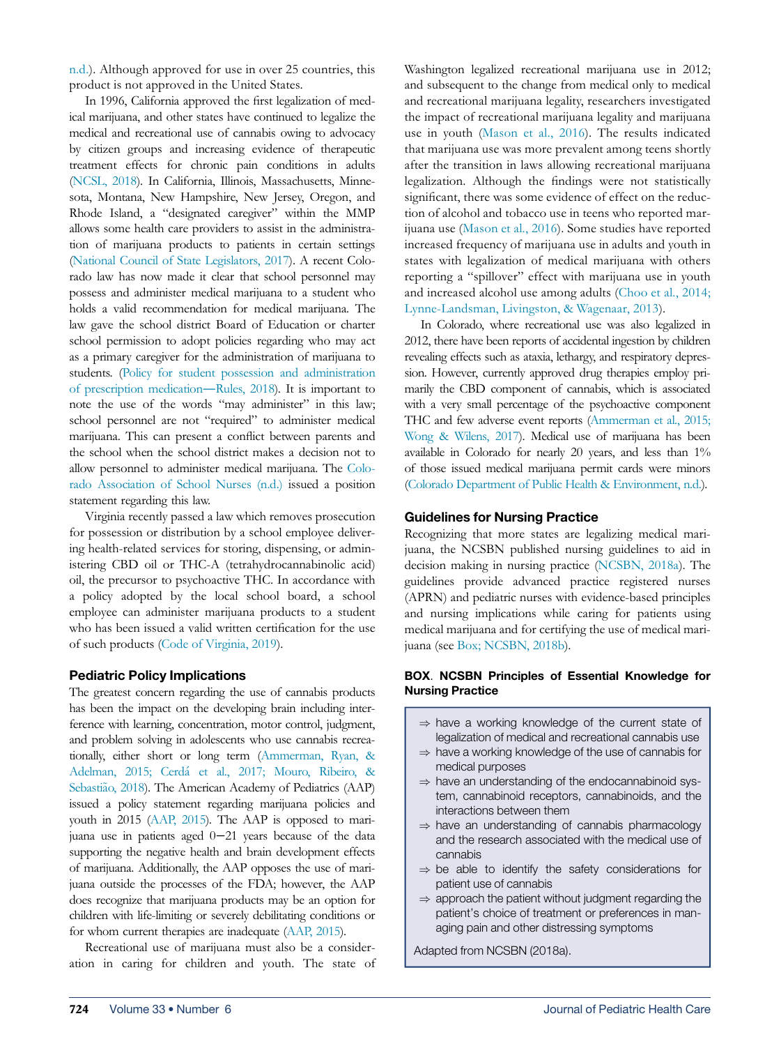n.d.). Although approved for use in over 25 countries, this product is not approved in the United States.

In 1996, California approved the first legalization of medical marijuana, and other states have continued to legalize the medical and recreational use of cannabis owing to advocacy by citizen groups and increasing evidence of therapeutic treatment effects for chronic pain conditions in adults (NCSL, 2018). In California, Illinois, Massachusetts, Minnesota, Montana, New Hampshire, New Jersey, Oregon, and Rhode Island, a "designated caregiver" within the MMP allows some health care providers to assist in the administration of marijuana products to patients in certain settings (National Council of State Legislators, 2017). A recent Colorado law has now made it clear that school personnel may possess and administer medical marijuana to a student who holds a valid recommendation for medical marijuana. The law gave the school district Board of Education or charter school permission to adopt policies regarding who may act as a primary caregiver for the administration of marijuana to students. (Policy for student possession and administration of prescription medication—Rules, 2018). It is important to note the use of the words "may administer" in this law; school personnel are not "required" to administer medical marijuana. This can present a conflict between parents and the school when the school district makes a decision not to allow personnel to administer medical marijuana. The Colorado Association of School Nurses (n.d.) issued a position statement regarding this law.

Virginia recently passed a law which removes prosecution for possession or distribution by a school employee delivering health-related services for storing, dispensing, or administering CBD oil or THC-A (tetrahydrocannabinolic acid) oil, the precursor to psychoactive THC. In accordance with a policy adopted by the local school board, a school employee can administer marijuana products to a student who has been issued a valid written certification for the use of such products (Code of Virginia, 2019).

## Pediatric Policy Implications

The greatest concern regarding the use of cannabis products has been the impact on the developing brain including interference with learning, concentration, motor control, judgment, and problem solving in adolescents who use cannabis recreationally, either short or long term (Ammerman, Ryan, & Adelman, 2015; Cerdá et al., 2017; Mouro, Ribeiro, & Sebastião, 2018). The American Academy of Pediatrics (AAP) issued a policy statement regarding marijuana policies and youth in 2015 (AAP, 2015). The AAP is opposed to marijuana use in patients aged 0−21 years because of the data supporting the negative health and brain development effects of marijuana. Additionally, the AAP opposes the use of marijuana outside the processes of the FDA; however, the AAP does recognize that marijuana products may be an option for children with life-limiting or severely debilitating conditions or for whom current therapies are inadequate (AAP, 2015).

Recreational use of marijuana must also be a consideration in caring for children and youth. The state of Washington legalized recreational marijuana use in 2012; and subsequent to the change from medical only to medical and recreational marijuana legality, researchers investigated the impact of recreational marijuana legality and marijuana use in youth (Mason et al., 2016). The results indicated that marijuana use was more prevalent among teens shortly after the transition in laws allowing recreational marijuana legalization. Although the findings were not statistically significant, there was some evidence of effect on the reduction of alcohol and tobacco use in teens who reported marijuana use (Mason et al., 2016). Some studies have reported increased frequency of marijuana use in adults and youth in states with legalization of medical marijuana with others reporting a "spillover" effect with marijuana use in youth and increased alcohol use among adults (Choo et al., 2014; Lynne-Landsman, Livingston, & Wagenaar, 2013).

In Colorado, where recreational use was also legalized in 2012, there have been reports of accidental ingestion by children revealing effects such as ataxia, lethargy, and respiratory depression. However, currently approved drug therapies employ primarily the CBD component of cannabis, which is associated with a very small percentage of the psychoactive component THC and few adverse event reports (Ammerman et al., 2015; Wong & Wilens, 2017). Medical use of marijuana has been available in Colorado for nearly 20 years, and less than 1% of those issued medical marijuana permit cards were minors (Colorado Department of Public Health & Environment, n.d.).

## Guidelines for Nursing Practice

Recognizing that more states are legalizing medical marijuana, the NCSBN published nursing guidelines to aid in decision making in nursing practice (NCSBN, 2018a). The guidelines provide advanced practice registered nurses (APRN) and pediatric nurses with evidence-based principles and nursing implications while caring for patients using medical marijuana and for certifying the use of medical marijuana (see Box; NCSBN, 2018b).

**BOX. NCSBN Principles of Essential Knowledge for Nursing Practice**

- ⇒ have a working knowledge of the current state of legalization of medical and recreational cannabis use
- ⇒ have a working knowledge of the use of cannabis for medical purposes
- ⇒ have an understanding of the endocannabinoid system, cannabinoid receptors, cannabinoids, and the interactions between them
- ⇒ have an understanding of cannabis pharmacology and the research associated with the medical use of cannabis
- ⇒ be able to identify the safety considerations for patient use of cannabis
- ⇒ approach the patient without judgment regarding the patient's choice of treatment or preferences in managing pain and other distressing symptoms

Adapted from NCSBN (2018a).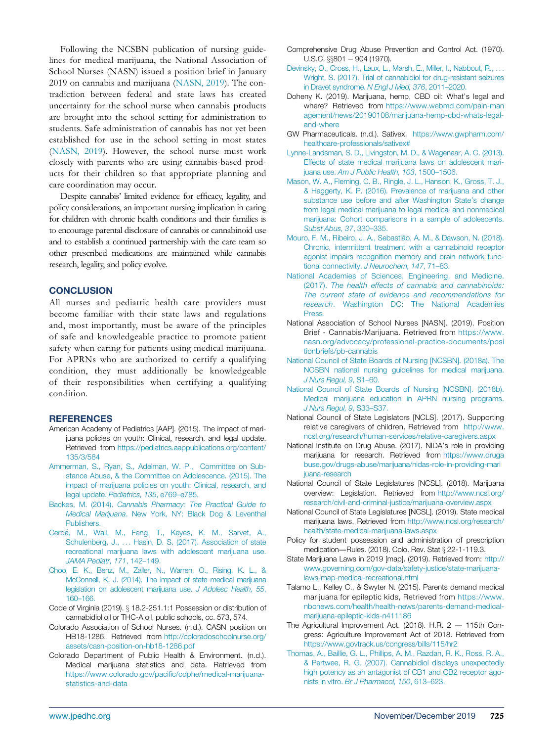Following the NCSBN publication of nursing guidelines for medical marijuana, the National Association of School Nurses (NASN) issued a position brief in January 2019 on cannabis and marijuana (NASN, 2019). The contradiction between federal and state laws has created uncertainty for the school nurse when cannabis products are brought into the school setting for administration to students. Safe administration of cannabis has not yet been established for use in the school setting in most states (NASN, 2019). However, the school nurse must work closely with parents who are using cannabis-based products for their children so that appropriate planning and care coordination may occur.

Despite cannabis' limited evidence for efficacy, legality, and policy considerations, an important nursing implication in caring for children with chronic health conditions and their families is to encourage parental disclosure of cannabis or cannabinoid use and to establish a continued partnership with the care team so other prescribed medications are maintained while cannabis research, legality, and policy evolve.

## CONCLUSION

All nurses and pediatric health care providers must become familiar with their state laws and regulations and, most importantly, must be aware of the principles of safe and knowledgeable practice to promote patient safety when caring for patients using medical marijuana. For APRNs who are authorized to certify a qualifying condition, they must additionally be knowledgeable of their responsibilities when certifying a qualifying condition.

## REFERENCES

American Academy of Pediatrics [AAP]. (2015). The impact of marijuana policies on youth: Clinical, research, and legal update. Retrieved from https://pediatrics.aappublications.org/content/135/3/584

Ammerman, S., Ryan, S., Adelman, W. P., Committee on Substance Abuse, & the Committee on Adolescence. (2015). The impact of marijuana policies on youth: Clinical, research, and legal update. *Pediatrics, 135*, e769–e785.

Backes, M. (2014). *Cannabis Pharmacy: The Practical Guide to Medical Marijuana*. New York, NY: Black Dog & Leventhal Publishers.

Cerdá, M., Wall, M., Feng, T., Keyes, K. M., Sarvet, A., Schulenberg, J., . . . Hasin, D. S. (2017). Association of state recreational marijuana laws with adolescent marijuana use. *JAMA Pediatr, 171*, 142–149.

Choo, E. K., Benz, M., Zaller, N., Warren, O., Rising, K. L., & McConnell, K. J. (2014). The impact of state medical marijuana legislation on adolescent marijuana use. *J Adolesc Health, 55*, 160–166.

Code of Virginia (2019). § 18.2-251.1:1 Possession or distribution of cannabidiol oil or THC-A oil, public schools, cc. 573, 574.

Colorado Association of School Nurses. (n.d.). CASN position on HB18-1286. Retrieved from http://coloradoschoolnurse.org/assets/casn-position-on-hb18-1286.pdf

Colorado Department of Public Health & Environment. (n.d.). Medical marijuana statistics and data. Retrieved from https://www.colorado.gov/pacific/cdphe/medical-marijuana-statistics-and-data

Comprehensive Drug Abuse Prevention and Control Act. (1970). U.S.C. §§801 – 904 (1970).

Devinsky, O., Cross, H., Laux, L., Marsh, E., Miller, I., Nabbout, R., . . . Wright, S. (2017). Trial of cannabidiol for drug-resistant seizures in Dravet syndrome. *N Engl J Med, 376*, 2011–2020.

Doheny K. (2019). Marijuana, hemp, CBD oil: What's legal and where? Retrieved from https://www.webmd.com/pain-management/news/20190108/marijuana-hemp-cbd-whats-legal-and-where

GW Pharmaceuticals. (n.d.). Sativex, https://www.gwpharm.com/healthcare-professionals/sativex#

Lynne-Landsman, S. D., Livingston, M. D., & Wagenaar, A. C. (2013). Effects of state medical marijuana laws on adolescent marijuana use. *Am J Public Health, 103*, 1500–1506.

Mason, W. A., Fleming, C. B., Ringle, J. L., Hanson, K., Gross, T. J., & Haggerty, K. P. (2016). Prevalence of marijuana and other substance use before and after Washington State's change from legal medical marijuana to legal medical and nonmedical marijuana: Cohort comparisons in a sample of adolescents. *Subst Abus, 37*, 330–335.

Mouro, F. M., Ribeiro, J. A., Sebastião, A. M., & Dawson, N. (2018). Chronic, intermittent treatment with a cannabinoid receptor agonist impairs recognition memory and brain network functional connectivity. *J Neurochem, 147*, 71–83.

National Academies of Sciences, Engineering, and Medicine. (2017). *The health effects of cannabis and cannabinoids: The current state of evidence and recommendations for research*. Washington DC: The National Academies Press.

National Association of School Nurses [NASN]. (2019). Position Brief - Cannabis/Marijuana. Retrieved from https://www.nasn.org/advocacy/professional-practice-documents/positionbriefs/pb-cannabis

National Council of State Boards of Nursing [NCSBN]. (2018a). The NCSBN national nursing guidelines for medical marijuana. *J Nurs Regul, 9*, S1–60.

National Council of State Boards of Nursing [NCSBN]. (2018b). Medical marijuana education in APRN nursing programs. *J Nurs Regul, 9*, S33–S37.

National Council of State Legislators [NCLS]. (2017). Supporting relative caregivers of children. Retrieved from http://www.ncsl.org/research/human-services/relative-caregivers.aspx

National Institute on Drug Abuse. (2017). NIDA's role in providing marijuana for research. Retrieved from https://www.drugabuse.gov/drugs-abuse/marijuana/nidas-role-in-providing-marijuana-research

National Council of State Legislatures [NCSL]. (2018). Marijuana overview: Legislation. Retrieved from http://www.ncsl.org/research/civil-and-criminal-justice/marijuana-overview.aspx

National Council of State Legislatures [NCSL]. (2019). State medical marijuana laws. Retrieved from http://www.ncsl.org/research/health/state-medical-marijuana-laws.aspx

Policy for student possession and administration of prescription medication—Rules. (2018). Colo. Rev. Stat § 22-1-119.3.

State Marijuana Laws in 2019 [map]. (2019). Retrieved from: http://www.governing.com/gov-data/safety-justice/state-marijuana-laws-map-medical-recreational.html

Talamo L., Kelley C., & Swyter N. (2015). Parents demand medical marijuana for epileptic kids, Retrieved from https://www.nbcnews.com/health/health-news/parents-demand-medical-marijuana-epileptic-kids-n411186

The Agricultural Improvement Act. (2018). H.R. 2 — 115th Congress: Agriculture Improvement Act of 2018. Retrieved from https://www.govtrack.us/congress/bills/115/hr2

Thomas, A., Baillie, G. L., Phillips, A. M., Razdan, R. K., Ross, R. A., & Pertwee, R. G. (2007). Cannabidiol displays unexpectedly high potency as an antagonist of CB1 and CB2 receptor agonists in vitro. *Br J Pharmacol, 150*, 613–623.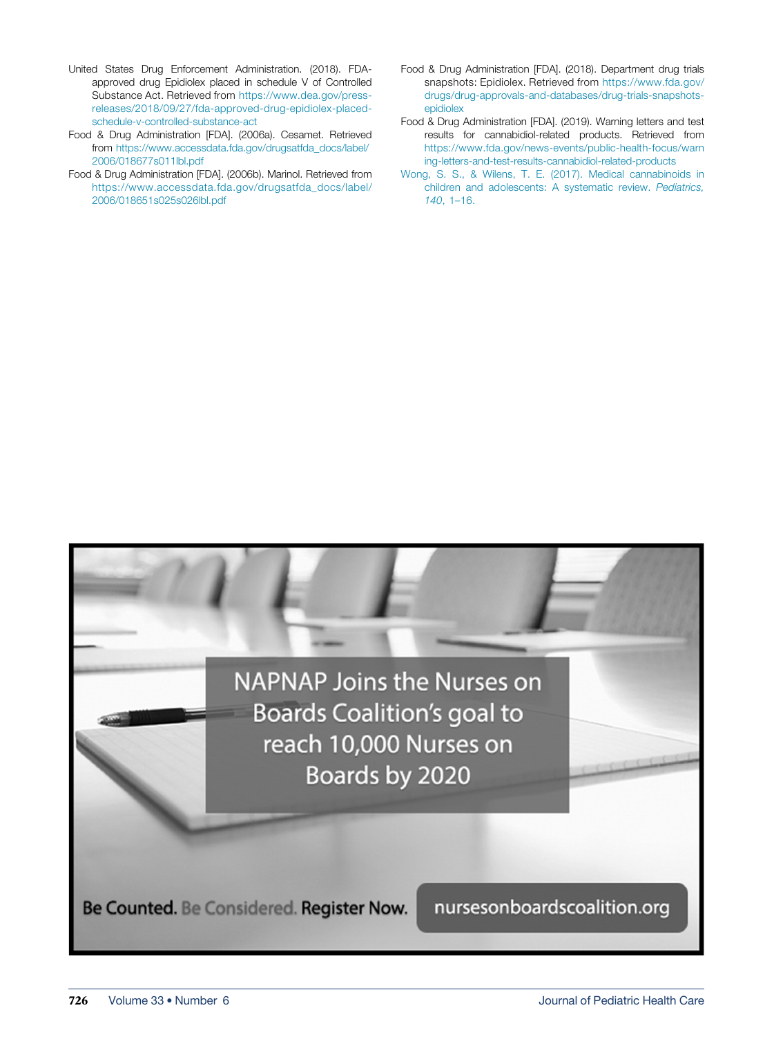United States Drug Enforcement Administration. (2018). FDA-approved drug Epidiolex placed in schedule V of Controlled Substance Act. Retrieved from https://www.dea.gov/press-releases/2018/09/27/fda-approved-drug-epidiolex-placed-schedule-v-controlled-substance-act

Food & Drug Administration [FDA]. (2006a). Cesamet. Retrieved from https://www.accessdata.fda.gov/drugsatfda_docs/label/2006/018677s011lbl.pdf

Food & Drug Administration [FDA]. (2006b). Marinol. Retrieved from https://www.accessdata.fda.gov/drugsatfda_docs/label/2006/018651s025s026lbl.pdf

Food & Drug Administration [FDA]. (2018). Department drug trials snapshots: Epidiolex. Retrieved from https://www.fda.gov/drugs/drug-approvals-and-databases/drug-trials-snapshots-epidiolex

Food & Drug Administration [FDA]. (2019). Warning letters and test results for cannabidiol-related products. Retrieved from https://www.fda.gov/news-events/public-health-focus/warning-letters-and-test-results-cannabidiol-related-products

Wong, S. S., & Wilens, T. E. (2017). Medical cannabinoids in children and adolescents: A systematic review. *Pediatrics, 140*, 1–16.

NAPNAP Joins the Nurses on Boards Coalition's goal to reach 10,000 Nurses on Boards by 2020

Be Counted. Be Considered. Register Now. nursesonboardscoalition.org